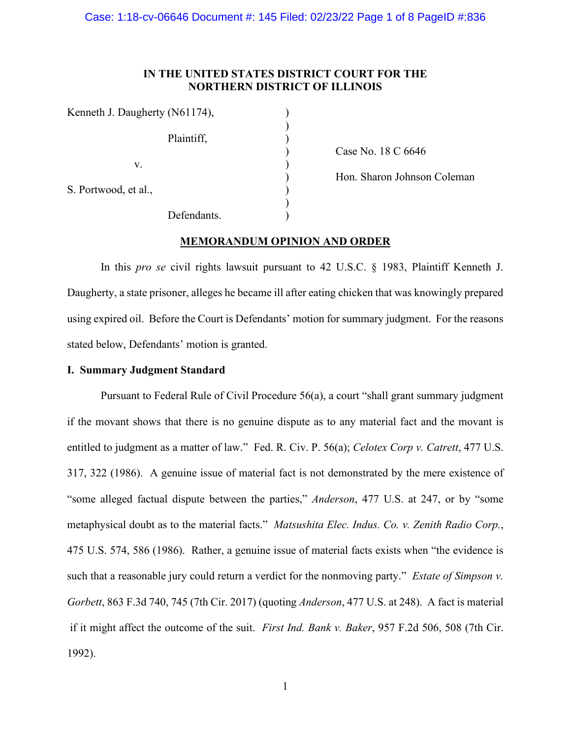**IN THE UNITED STATES DISTRICT COURT FOR THE NORTHERN DISTRICT OF ILLINOIS**

| | | |
|---|---|---|
| Kenneth J. Daugherty (N61174), | ) | |
| | ) | |
| Plaintiff, | ) | |
| | ) | Case No. 18 C 6646 |
| v. | ) | |
| | ) | Hon. Sharon Johnson Coleman |
| S. Portwood, et al., | ) | |
| | ) | |
| Defendants. | ) | |

**MEMORANDUM OPINION AND ORDER**

In this *pro se* civil rights lawsuit pursuant to 42 U.S.C. § 1983, Plaintiff Kenneth J. Daugherty, a state prisoner, alleges he became ill after eating chicken that was knowingly prepared using expired oil. Before the Court is Defendants' motion for summary judgment. For the reasons stated below, Defendants' motion is granted.

## I. Summary Judgment Standard

Pursuant to Federal Rule of Civil Procedure 56(a), a court "shall grant summary judgment if the movant shows that there is no genuine dispute as to any material fact and the movant is entitled to judgment as a matter of law." Fed. R. Civ. P. 56(a); *Celotex Corp v. Catrett*, 477 U.S. 317, 322 (1986). A genuine issue of material fact is not demonstrated by the mere existence of "some alleged factual dispute between the parties," *Anderson*, 477 U.S. at 247, or by "some metaphysical doubt as to the material facts." *Matsushita Elec. Indus. Co. v. Zenith Radio Corp.*, 475 U.S. 574, 586 (1986). Rather, a genuine issue of material facts exists when "the evidence is such that a reasonable jury could return a verdict for the nonmoving party." *Estate of Simpson v. Gorbett*, 863 F.3d 740, 745 (7th Cir. 2017) (quoting *Anderson*, 477 U.S. at 248). A fact is material if it might affect the outcome of the suit. *First Ind. Bank v. Baker*, 957 F.2d 506, 508 (7th Cir. 1992).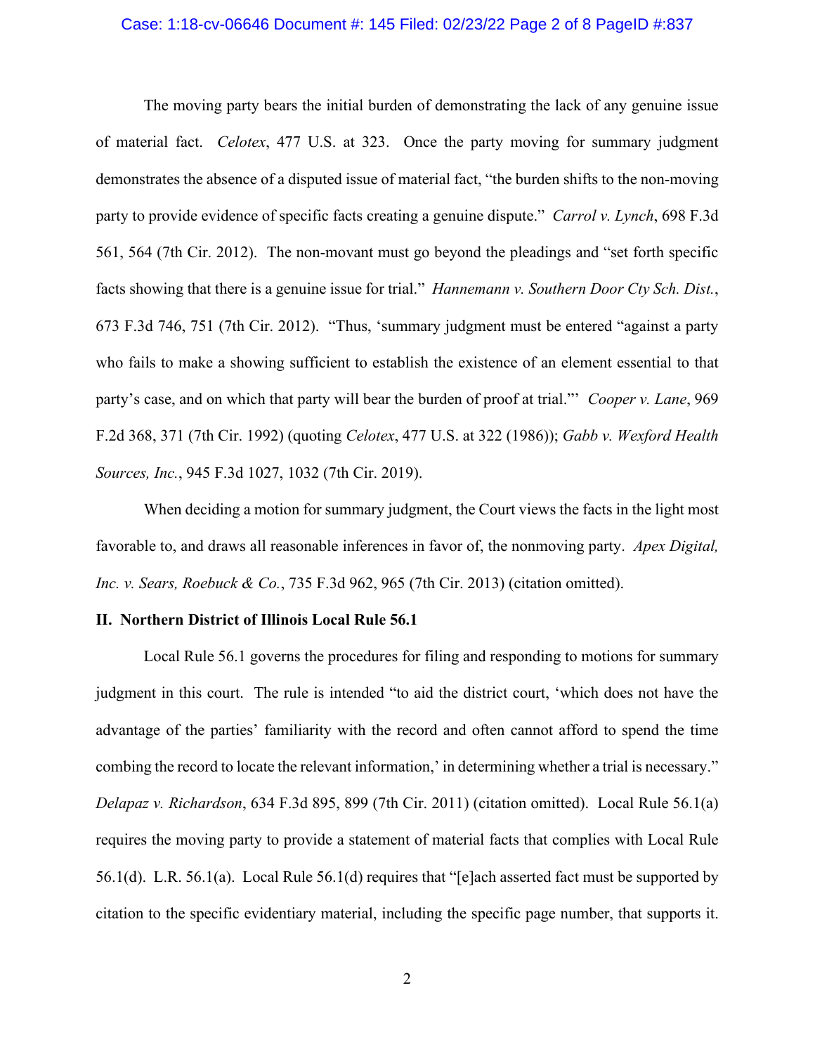The moving party bears the initial burden of demonstrating the lack of any genuine issue of material fact. *Celotex*, 477 U.S. at 323. Once the party moving for summary judgment demonstrates the absence of a disputed issue of material fact, "the burden shifts to the non-moving party to provide evidence of specific facts creating a genuine dispute." *Carrol v. Lynch*, 698 F.3d 561, 564 (7th Cir. 2012). The non-movant must go beyond the pleadings and "set forth specific facts showing that there is a genuine issue for trial." *Hannemann v. Southern Door Cty Sch. Dist.*, 673 F.3d 746, 751 (7th Cir. 2012). "Thus, 'summary judgment must be entered "against a party who fails to make a showing sufficient to establish the existence of an element essential to that party's case, and on which that party will bear the burden of proof at trial."' *Cooper v. Lane*, 969 F.2d 368, 371 (7th Cir. 1992) (quoting *Celotex*, 477 U.S. at 322 (1986)); *Gabb v. Wexford Health Sources, Inc.*, 945 F.3d 1027, 1032 (7th Cir. 2019).

When deciding a motion for summary judgment, the Court views the facts in the light most favorable to, and draws all reasonable inferences in favor of, the nonmoving party. *Apex Digital, Inc. v. Sears, Roebuck & Co.*, 735 F.3d 962, 965 (7th Cir. 2013) (citation omitted).

## II. Northern District of Illinois Local Rule 56.1

Local Rule 56.1 governs the procedures for filing and responding to motions for summary judgment in this court. The rule is intended "to aid the district court, 'which does not have the advantage of the parties' familiarity with the record and often cannot afford to spend the time combing the record to locate the relevant information,' in determining whether a trial is necessary." *Delapaz v. Richardson*, 634 F.3d 895, 899 (7th Cir. 2011) (citation omitted). Local Rule 56.1(a) requires the moving party to provide a statement of material facts that complies with Local Rule 56.1(d). L.R. 56.1(a). Local Rule 56.1(d) requires that "[e]ach asserted fact must be supported by citation to the specific evidentiary material, including the specific page number, that supports it.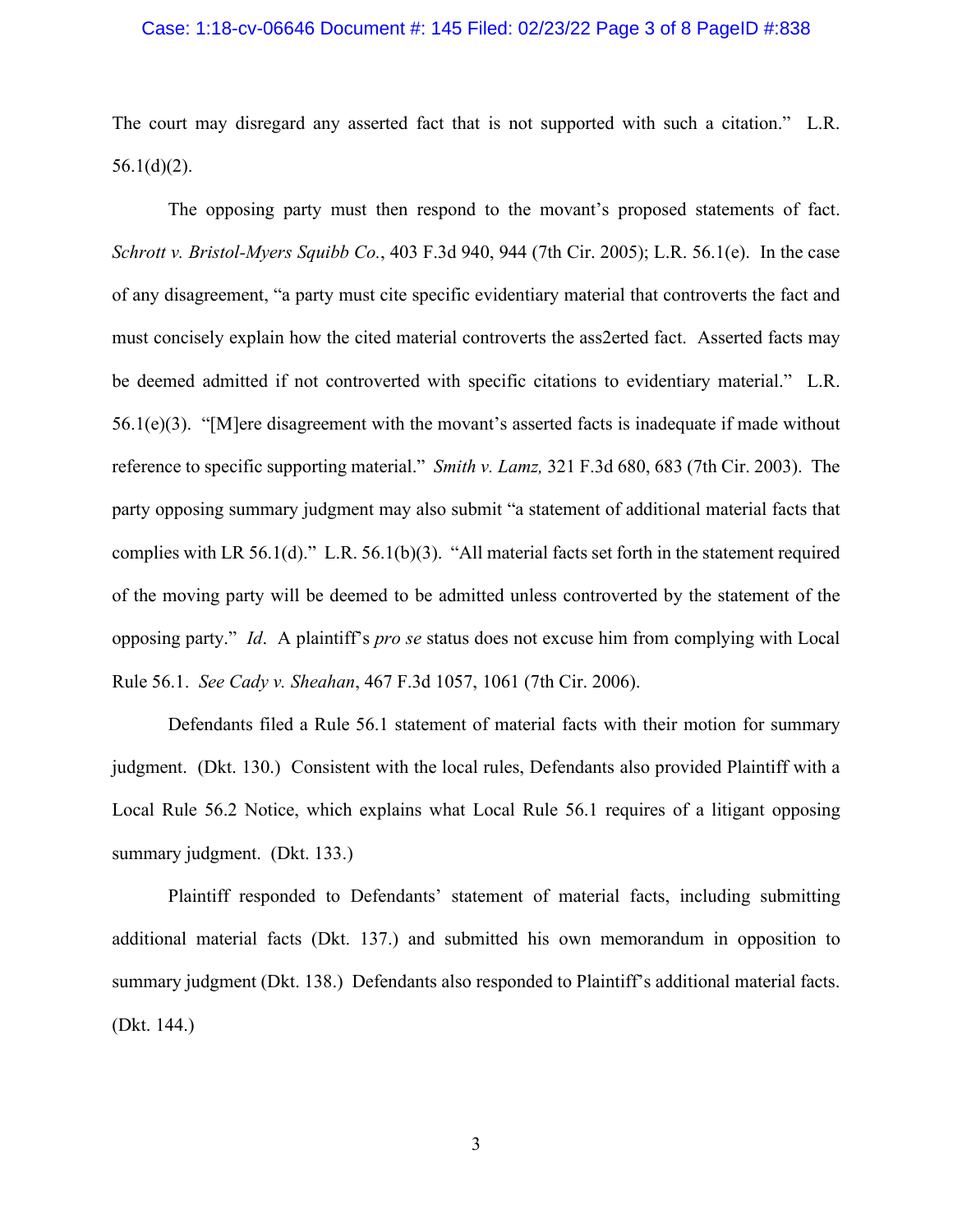The court may disregard any asserted fact that is not supported with such a citation." L.R. 56.1(d)(2).

The opposing party must then respond to the movant's proposed statements of fact. *Schrott v. Bristol-Myers Squibb Co.*, 403 F.3d 940, 944 (7th Cir. 2005); L.R. 56.1(e). In the case of any disagreement, "a party must cite specific evidentiary material that controverts the fact and must concisely explain how the cited material controverts the ass2erted fact. Asserted facts may be deemed admitted if not controverted with specific citations to evidentiary material." L.R. 56.1(e)(3). "[M]ere disagreement with the movant's asserted facts is inadequate if made without reference to specific supporting material." *Smith v. Lamz,* 321 F.3d 680, 683 (7th Cir. 2003). The party opposing summary judgment may also submit "a statement of additional material facts that complies with LR 56.1(d)." L.R. 56.1(b)(3). "All material facts set forth in the statement required of the moving party will be deemed to be admitted unless controverted by the statement of the opposing party." *Id*. A plaintiff's *pro se* status does not excuse him from complying with Local Rule 56.1. *See Cady v. Sheahan*, 467 F.3d 1057, 1061 (7th Cir. 2006).

Defendants filed a Rule 56.1 statement of material facts with their motion for summary judgment. (Dkt. 130.) Consistent with the local rules, Defendants also provided Plaintiff with a Local Rule 56.2 Notice, which explains what Local Rule 56.1 requires of a litigant opposing summary judgment. (Dkt. 133.)

Plaintiff responded to Defendants' statement of material facts, including submitting additional material facts (Dkt. 137.) and submitted his own memorandum in opposition to summary judgment (Dkt. 138.) Defendants also responded to Plaintiff's additional material facts. (Dkt. 144.)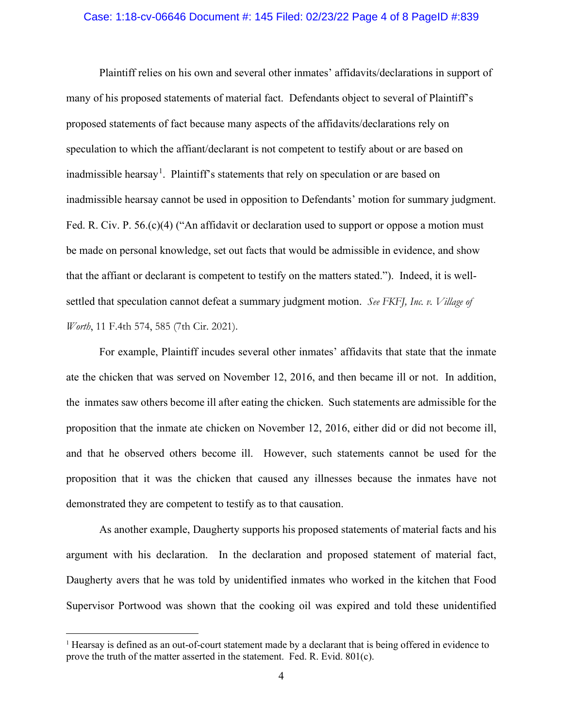Plaintiff relies on his own and several other inmates' affidavits/declarations in support of many of his proposed statements of material fact. Defendants object to several of Plaintiff's proposed statements of fact because many aspects of the affidavits/declarations rely on speculation to which the affiant/declarant is not competent to testify about or are based on inadmissible hearsay[1]. Plaintiff's statements that rely on speculation or are based on inadmissible hearsay cannot be used in opposition to Defendants' motion for summary judgment. Fed. R. Civ. P. 56.(c)(4) ("An affidavit or declaration used to support or oppose a motion must be made on personal knowledge, set out facts that would be admissible in evidence, and show that the affiant or declarant is competent to testify on the matters stated."). Indeed, it is well-settled that speculation cannot defeat a summary judgment motion. *See FKFJ, Inc. v. Village of Worth*, 11 F.4th 574, 585 (7th Cir. 2021).

For example, Plaintiff incudes several other inmates' affidavits that state that the inmate ate the chicken that was served on November 12, 2016, and then became ill or not. In addition, the inmates saw others become ill after eating the chicken. Such statements are admissible for the proposition that the inmate ate chicken on November 12, 2016, either did or did not become ill, and that he observed others become ill. However, such statements cannot be used for the proposition that it was the chicken that caused any illnesses because the inmates have not demonstrated they are competent to testify as to that causation.

As another example, Daugherty supports his proposed statements of material facts and his argument with his declaration. In the declaration and proposed statement of material fact, Daugherty avers that he was told by unidentified inmates who worked in the kitchen that Food Supervisor Portwood was shown that the cooking oil was expired and told these unidentified

[1] Hearsay is defined as an out-of-court statement made by a declarant that is being offered in evidence to prove the truth of the matter asserted in the statement. Fed. R. Evid. 801(c).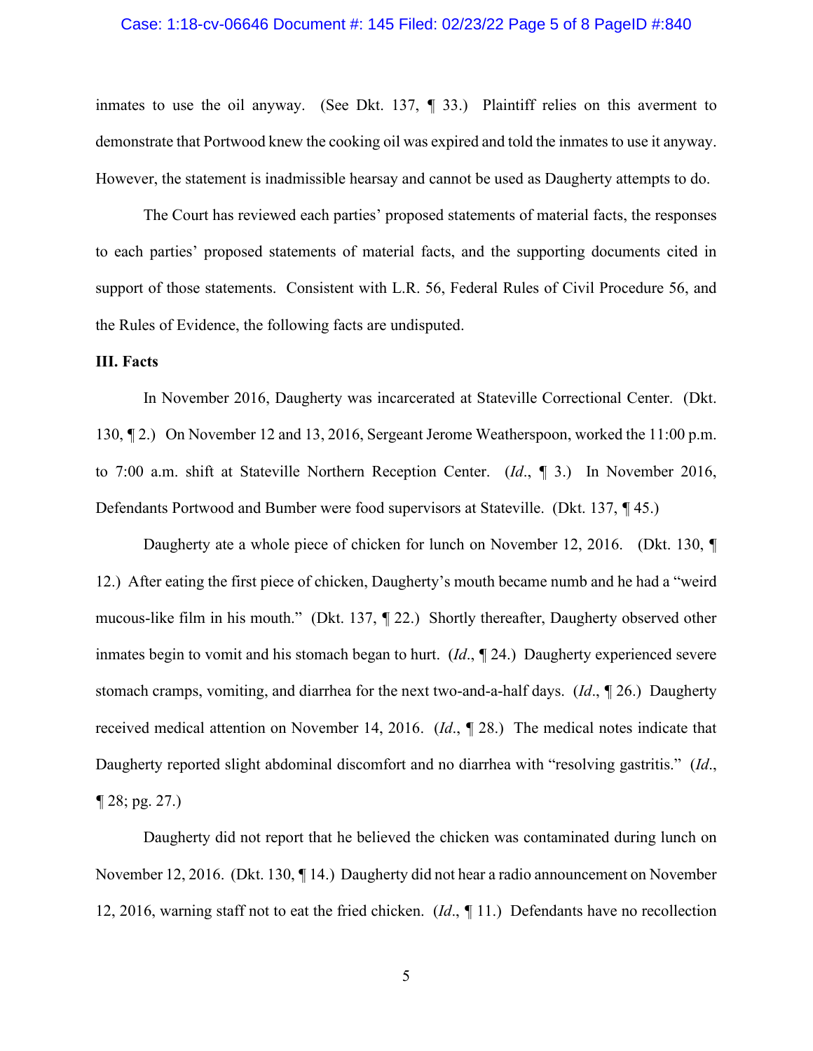inmates to use the oil anyway. (See Dkt. 137, ¶ 33.) Plaintiff relies on this averment to demonstrate that Portwood knew the cooking oil was expired and told the inmates to use it anyway. However, the statement is inadmissible hearsay and cannot be used as Daugherty attempts to do.

The Court has reviewed each parties' proposed statements of material facts, the responses to each parties' proposed statements of material facts, and the supporting documents cited in support of those statements. Consistent with L.R. 56, Federal Rules of Civil Procedure 56, and the Rules of Evidence, the following facts are undisputed.

**III. Facts**

In November 2016, Daugherty was incarcerated at Stateville Correctional Center. (Dkt. 130, ¶ 2.) On November 12 and 13, 2016, Sergeant Jerome Weatherspoon, worked the 11:00 p.m. to 7:00 a.m. shift at Stateville Northern Reception Center. (*Id*., ¶ 3.) In November 2016, Defendants Portwood and Bumber were food supervisors at Stateville. (Dkt. 137, ¶ 45.)

Daugherty ate a whole piece of chicken for lunch on November 12, 2016. (Dkt. 130, ¶ 12.) After eating the first piece of chicken, Daugherty's mouth became numb and he had a "weird mucous-like film in his mouth." (Dkt. 137, ¶ 22.) Shortly thereafter, Daugherty observed other inmates begin to vomit and his stomach began to hurt. (*Id*., ¶ 24.) Daugherty experienced severe stomach cramps, vomiting, and diarrhea for the next two-and-a-half days. (*Id*., ¶ 26.) Daugherty received medical attention on November 14, 2016. (*Id*., ¶ 28.) The medical notes indicate that Daugherty reported slight abdominal discomfort and no diarrhea with "resolving gastritis." (*Id*., ¶ 28; pg. 27.)

Daugherty did not report that he believed the chicken was contaminated during lunch on November 12, 2016. (Dkt. 130, ¶ 14.) Daugherty did not hear a radio announcement on November 12, 2016, warning staff not to eat the fried chicken. (*Id*., ¶ 11.) Defendants have no recollection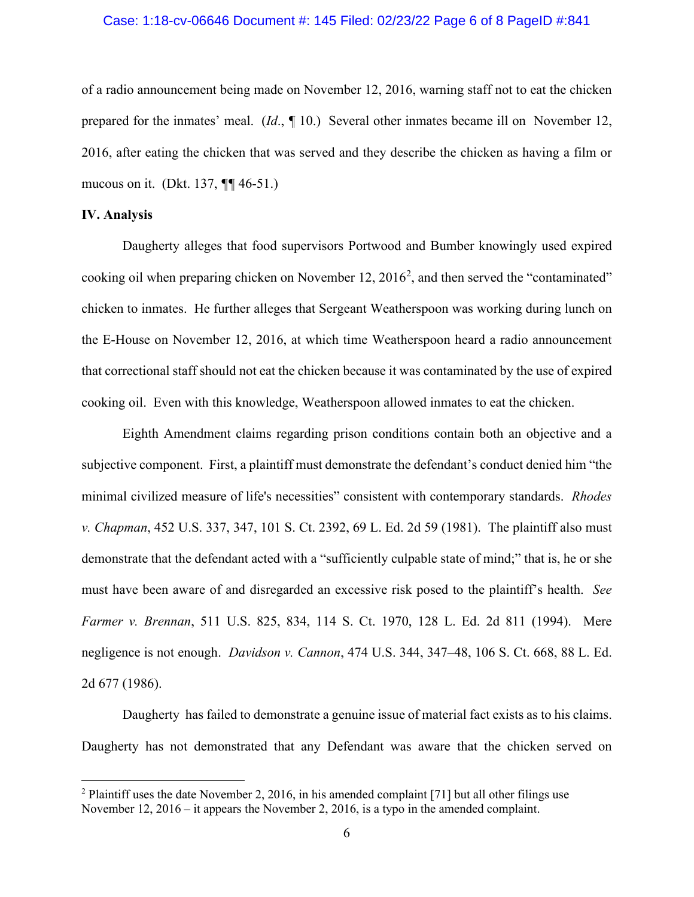of a radio announcement being made on November 12, 2016, warning staff not to eat the chicken prepared for the inmates' meal. (*Id*., ¶ 10.) Several other inmates became ill on November 12, 2016, after eating the chicken that was served and they describe the chicken as having a film or mucous on it. (Dkt. 137, ¶¶ 46-51.)

**IV. Analysis**

Daugherty alleges that food supervisors Portwood and Bumber knowingly used expired cooking oil when preparing chicken on November 12, 2016[2], and then served the "contaminated" chicken to inmates. He further alleges that Sergeant Weatherspoon was working during lunch on the E-House on November 12, 2016, at which time Weatherspoon heard a radio announcement that correctional staff should not eat the chicken because it was contaminated by the use of expired cooking oil. Even with this knowledge, Weatherspoon allowed inmates to eat the chicken.

Eighth Amendment claims regarding prison conditions contain both an objective and a subjective component. First, a plaintiff must demonstrate the defendant's conduct denied him "the minimal civilized measure of life's necessities" consistent with contemporary standards. *Rhodes v. Chapman*, 452 U.S. 337, 347, 101 S. Ct. 2392, 69 L. Ed. 2d 59 (1981). The plaintiff also must demonstrate that the defendant acted with a "sufficiently culpable state of mind;" that is, he or she must have been aware of and disregarded an excessive risk posed to the plaintiff's health. *See Farmer v. Brennan*, 511 U.S. 825, 834, 114 S. Ct. 1970, 128 L. Ed. 2d 811 (1994). Mere negligence is not enough. *Davidson v. Cannon*, 474 U.S. 344, 347–48, 106 S. Ct. 668, 88 L. Ed. 2d 677 (1986).

Daugherty has failed to demonstrate a genuine issue of material fact exists as to his claims. Daugherty has not demonstrated that any Defendant was aware that the chicken served on

---

[2] Plaintiff uses the date November 2, 2016, in his amended complaint [71] but all other filings use November 12, 2016 – it appears the November 2, 2016, is a typo in the amended complaint.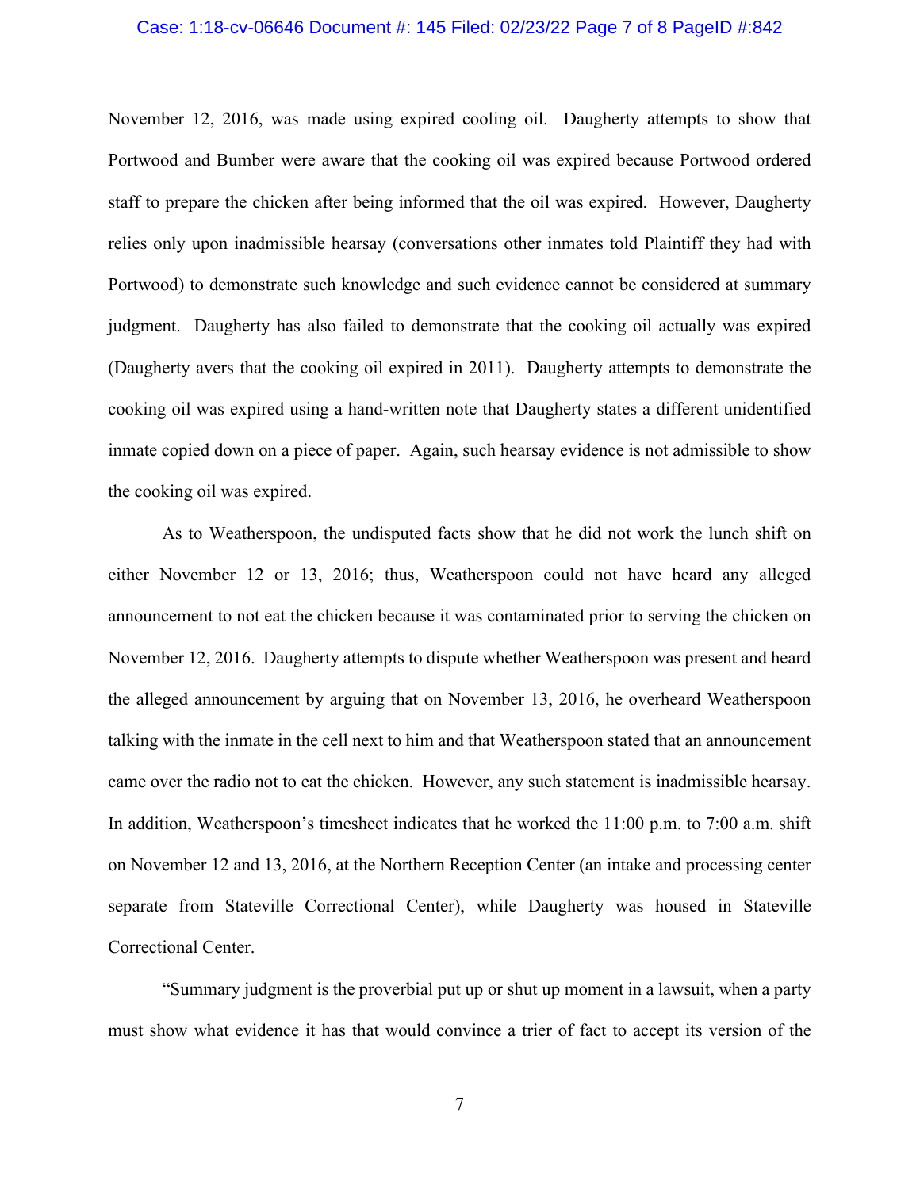November 12, 2016, was made using expired cooling oil. Daugherty attempts to show that Portwood and Bumber were aware that the cooking oil was expired because Portwood ordered staff to prepare the chicken after being informed that the oil was expired. However, Daugherty relies only upon inadmissible hearsay (conversations other inmates told Plaintiff they had with Portwood) to demonstrate such knowledge and such evidence cannot be considered at summary judgment. Daugherty has also failed to demonstrate that the cooking oil actually was expired (Daugherty avers that the cooking oil expired in 2011). Daugherty attempts to demonstrate the cooking oil was expired using a hand-written note that Daugherty states a different unidentified inmate copied down on a piece of paper. Again, such hearsay evidence is not admissible to show the cooking oil was expired.

As to Weatherspoon, the undisputed facts show that he did not work the lunch shift on either November 12 or 13, 2016; thus, Weatherspoon could not have heard any alleged announcement to not eat the chicken because it was contaminated prior to serving the chicken on November 12, 2016. Daugherty attempts to dispute whether Weatherspoon was present and heard the alleged announcement by arguing that on November 13, 2016, he overheard Weatherspoon talking with the inmate in the cell next to him and that Weatherspoon stated that an announcement came over the radio not to eat the chicken. However, any such statement is inadmissible hearsay. In addition, Weatherspoon's timesheet indicates that he worked the 11:00 p.m. to 7:00 a.m. shift on November 12 and 13, 2016, at the Northern Reception Center (an intake and processing center separate from Stateville Correctional Center), while Daugherty was housed in Stateville Correctional Center.

"Summary judgment is the proverbial put up or shut up moment in a lawsuit, when a party must show what evidence it has that would convince a trier of fact to accept its version of the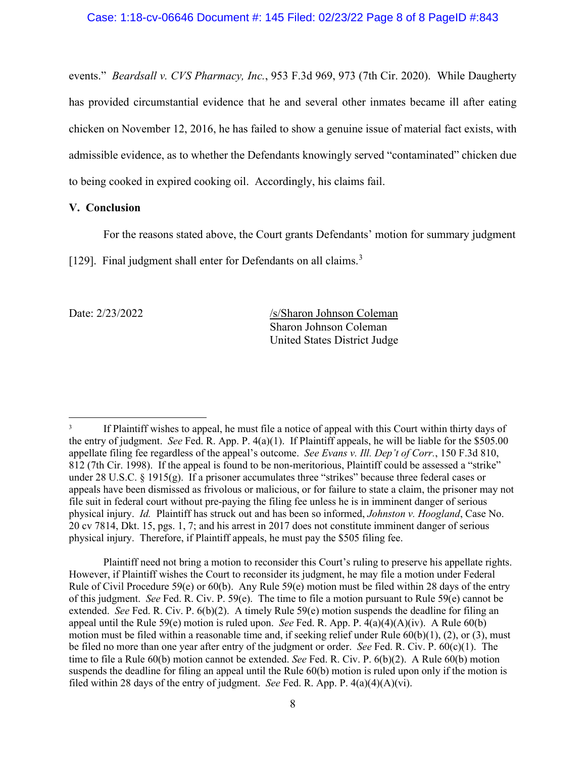events." *Beardsall v. CVS Pharmacy, Inc.*, 953 F.3d 969, 973 (7th Cir. 2020). While Daugherty has provided circumstantial evidence that he and several other inmates became ill after eating chicken on November 12, 2016, he has failed to show a genuine issue of material fact exists, with admissible evidence, as to whether the Defendants knowingly served "contaminated" chicken due to being cooked in expired cooking oil. Accordingly, his claims fail.

**V. Conclusion**

For the reasons stated above, the Court grants Defendants' motion for summary judgment [129]. Final judgment shall enter for Defendants on all claims.[3]

Date: 2/23/2022

/s/Sharon Johnson Coleman
Sharon Johnson Coleman
United States District Judge

---

[3] If Plaintiff wishes to appeal, he must file a notice of appeal with this Court within thirty days of the entry of judgment. *See* Fed. R. App. P. 4(a)(1). If Plaintiff appeals, he will be liable for the $505.00 appellate filing fee regardless of the appeal's outcome. *See Evans v. Ill. Dep't of Corr.*, 150 F.3d 810, 812 (7th Cir. 1998). If the appeal is found to be non-meritorious, Plaintiff could be assessed a "strike" under 28 U.S.C. § 1915(g). If a prisoner accumulates three "strikes" because three federal cases or appeals have been dismissed as frivolous or malicious, or for failure to state a claim, the prisoner may not file suit in federal court without pre-paying the filing fee unless he is in imminent danger of serious physical injury. *Id.* Plaintiff has struck out and has been so informed, *Johnston v. Hoogland*, Case No. 20 cv 7814, Dkt. 15, pgs. 1, 7; and his arrest in 2017 does not constitute imminent danger of serious physical injury. Therefore, if Plaintiff appeals, he must pay the $505 filing fee.

Plaintiff need not bring a motion to reconsider this Court's ruling to preserve his appellate rights. However, if Plaintiff wishes the Court to reconsider its judgment, he may file a motion under Federal Rule of Civil Procedure 59(e) or 60(b). Any Rule 59(e) motion must be filed within 28 days of the entry of this judgment. *See* Fed. R. Civ. P. 59(e). The time to file a motion pursuant to Rule 59(e) cannot be extended. *See* Fed. R. Civ. P. 6(b)(2). A timely Rule 59(e) motion suspends the deadline for filing an appeal until the Rule 59(e) motion is ruled upon. *See* Fed. R. App. P. 4(a)(4)(A)(iv). A Rule 60(b) motion must be filed within a reasonable time and, if seeking relief under Rule 60(b)(1), (2), or (3), must be filed no more than one year after entry of the judgment or order. *See* Fed. R. Civ. P. 60(c)(1). The time to file a Rule 60(b) motion cannot be extended. *See* Fed. R. Civ. P. 6(b)(2). A Rule 60(b) motion suspends the deadline for filing an appeal until the Rule 60(b) motion is ruled upon only if the motion is filed within 28 days of the entry of judgment. *See* Fed. R. App. P. 4(a)(4)(A)(vi).